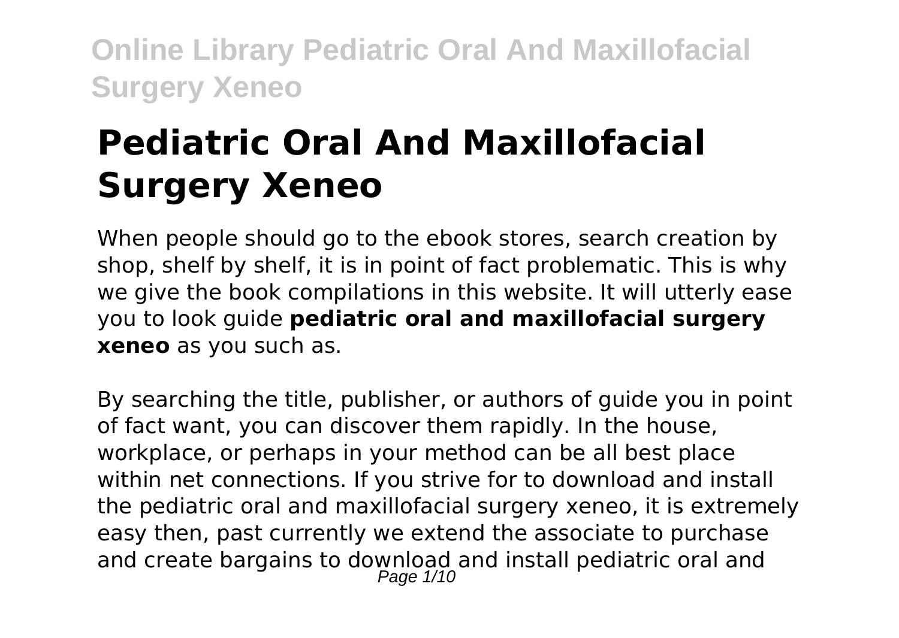# Pediatric Oral And Maxillofacial Surgery Xeneo

When people should go to the ebook stores, search creation by shop, shelf by shelf, it is in point of fact problematic. This is why we give the book compilations in this website. It will utterly ease you to look guide **pediatric oral and maxillofacial surgery xeneo** as you such as.

By searching the title, publisher, or authors of guide you in point of fact want, you can discover them rapidly. In the house, workplace, or perhaps in your method can be all best place within net connections. If you strive for to download and install the pediatric oral and maxillofacial surgery xeneo, it is extremely easy then, past currently we extend the associate to purchase and create bargains to download and install pediatric oral and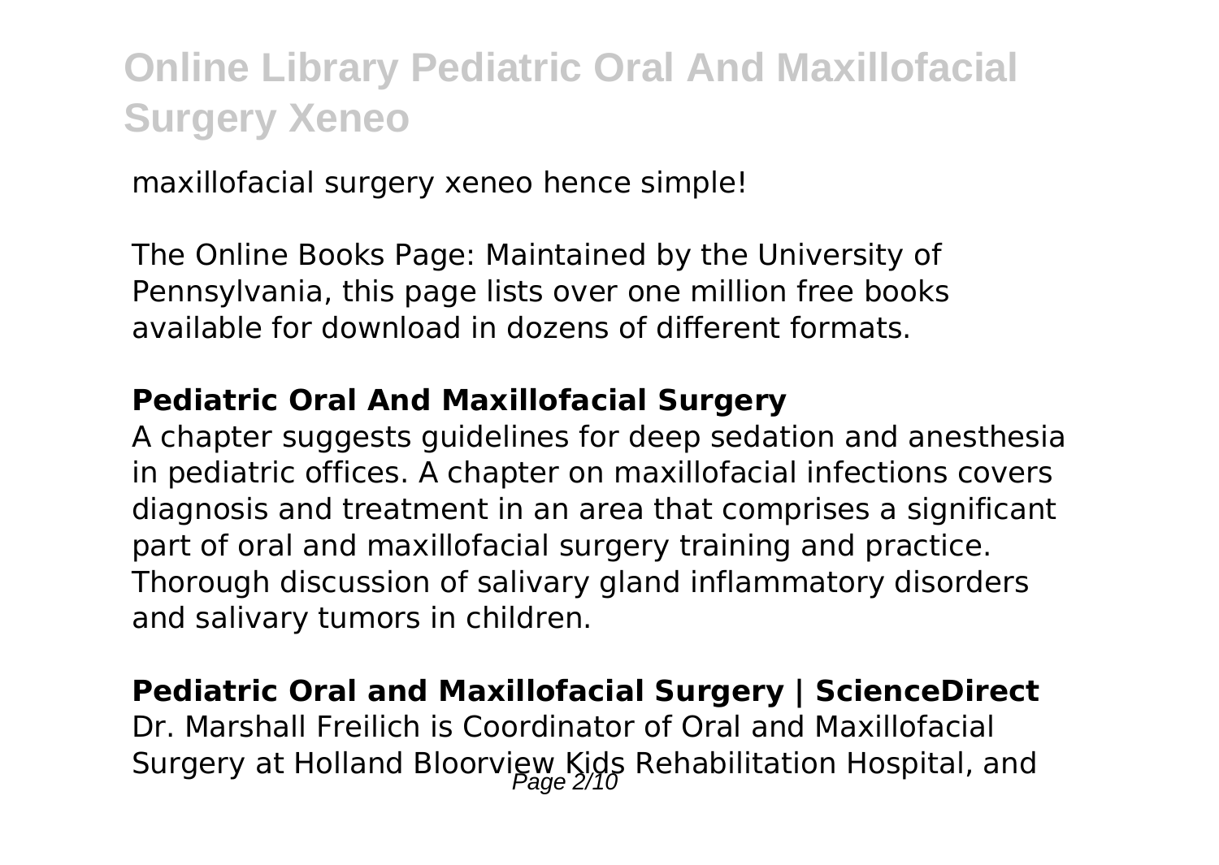maxillofacial surgery xeneo hence simple!

The Online Books Page: Maintained by the University of Pennsylvania, this page lists over one million free books available for download in dozens of different formats.

### Pediatric Oral And Maxillofacial Surgery

A chapter suggests guidelines for deep sedation and anesthesia in pediatric offices. A chapter on maxillofacial infections covers diagnosis and treatment in an area that comprises a significant part of oral and maxillofacial surgery training and practice. Thorough discussion of salivary gland inflammatory disorders and salivary tumors in children.

### Pediatric Oral and Maxillofacial Surgery | ScienceDirect

Dr. Marshall Freilich is Coordinator of Oral and Maxillofacial Surgery at Holland Bloorview Kids Rehabilitation Hospital, and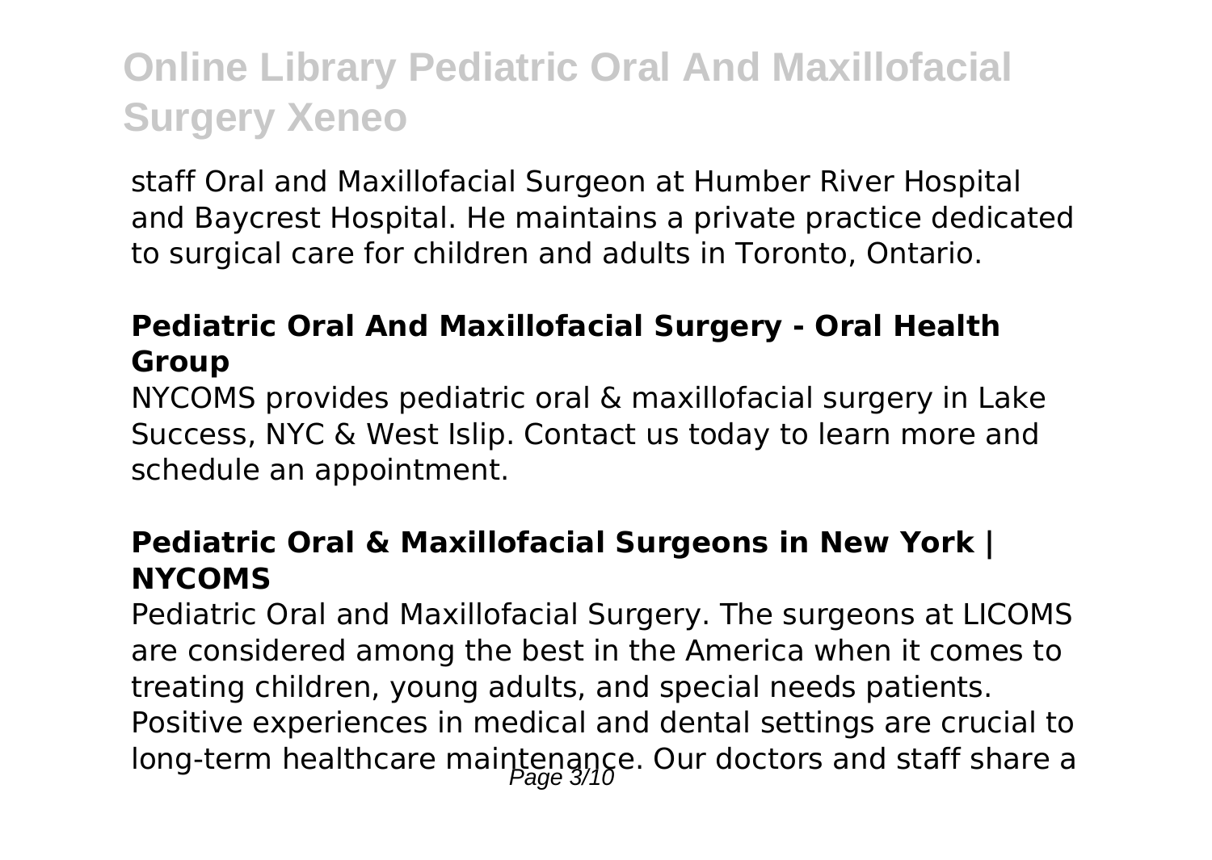staff Oral and Maxillofacial Surgeon at Humber River Hospital and Baycrest Hospital. He maintains a private practice dedicated to surgical care for children and adults in Toronto, Ontario.

### Pediatric Oral And Maxillofacial Surgery - Oral Health Group

NYCOMS provides pediatric oral & maxillofacial surgery in Lake Success, NYC & West Islip. Contact us today to learn more and schedule an appointment.

### Pediatric Oral & Maxillofacial Surgeons in New York | NYCOMS

Pediatric Oral and Maxillofacial Surgery. The surgeons at LICOMS are considered among the best in the America when it comes to treating children, young adults, and special needs patients. Positive experiences in medical and dental settings are crucial to long-term healthcare maintenance. Our doctors and staff share a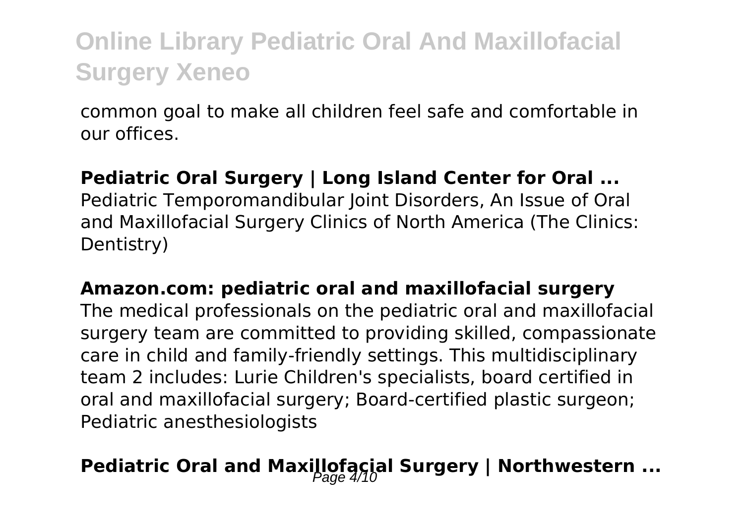common goal to make all children feel safe and comfortable in our offices.

**Pediatric Oral Surgery | Long Island Center for Oral ...**

Pediatric Temporomandibular Joint Disorders, An Issue of Oral and Maxillofacial Surgery Clinics of North America (The Clinics: Dentistry)

**Amazon.com: pediatric oral and maxillofacial surgery**

The medical professionals on the pediatric oral and maxillofacial surgery team are committed to providing skilled, compassionate care in child and family-friendly settings. This multidisciplinary team 2 includes: Lurie Children's specialists, board certified in oral and maxillofacial surgery; Board-certified plastic surgeon; Pediatric anesthesiologists

**Pediatric Oral and Maxillofacial Surgery | Northwestern ...**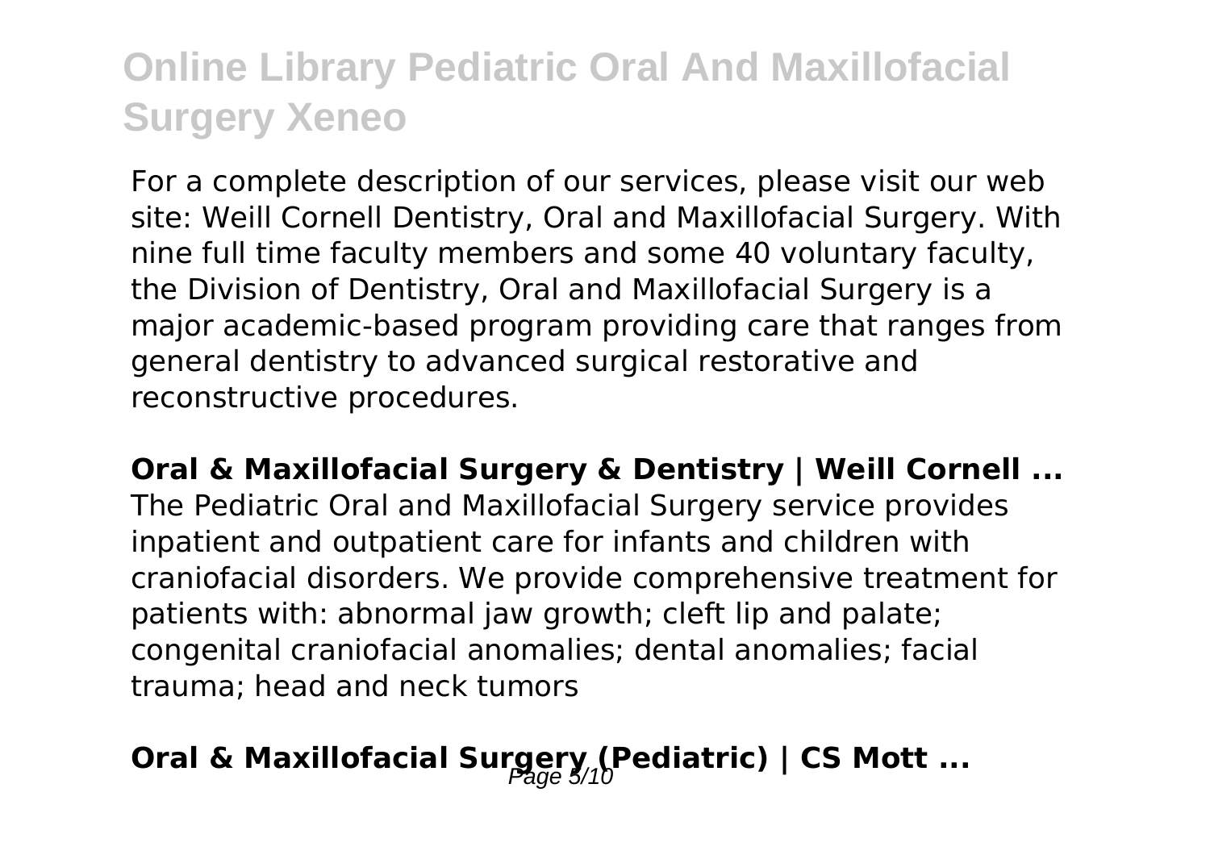For a complete description of our services, please visit our web site: Weill Cornell Dentistry, Oral and Maxillofacial Surgery. With nine full time faculty members and some 40 voluntary faculty, the Division of Dentistry, Oral and Maxillofacial Surgery is a major academic-based program providing care that ranges from general dentistry to advanced surgical restorative and reconstructive procedures.

**Oral & Maxillofacial Surgery & Dentistry | Weill Cornell ...**

The Pediatric Oral and Maxillofacial Surgery service provides inpatient and outpatient care for infants and children with craniofacial disorders. We provide comprehensive treatment for patients with: abnormal jaw growth; cleft lip and palate; congenital craniofacial anomalies; dental anomalies; facial trauma; head and neck tumors

**Oral & Maxillofacial Surgery (Pediatric) | CS Mott ...**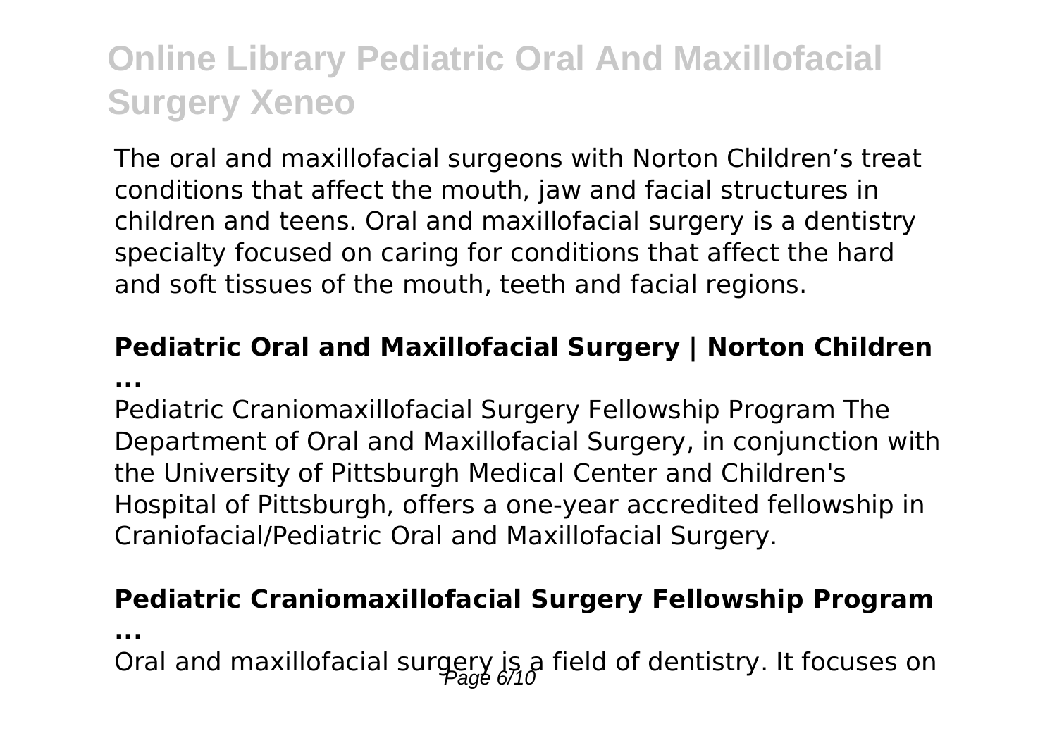The oral and maxillofacial surgeons with Norton Children's treat conditions that affect the mouth, jaw and facial structures in children and teens. Oral and maxillofacial surgery is a dentistry specialty focused on caring for conditions that affect the hard and soft tissues of the mouth, teeth and facial regions.

**Pediatric Oral and Maxillofacial Surgery | Norton Children ...**

Pediatric Craniomaxillofacial Surgery Fellowship Program The Department of Oral and Maxillofacial Surgery, in conjunction with the University of Pittsburgh Medical Center and Children's Hospital of Pittsburgh, offers a one-year accredited fellowship in Craniofacial/Pediatric Oral and Maxillofacial Surgery.

**Pediatric Craniomaxillofacial Surgery Fellowship Program ...**

Oral and maxillofacial surgery is a field of dentistry. It focuses on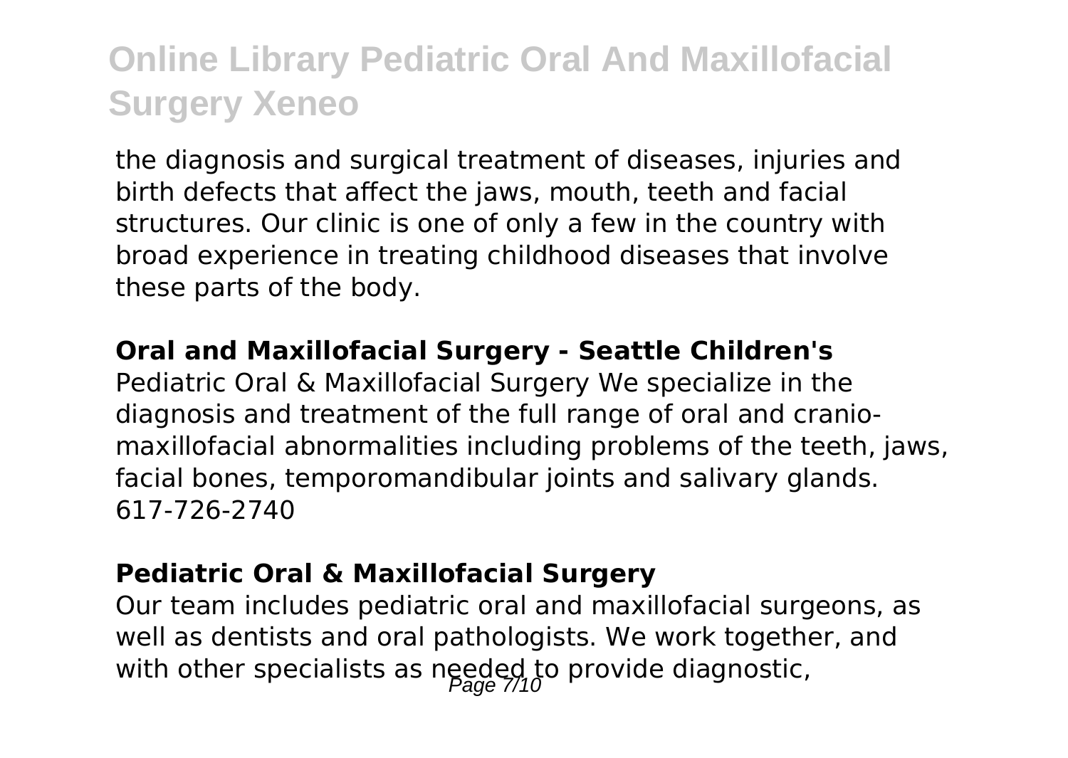the diagnosis and surgical treatment of diseases, injuries and birth defects that affect the jaws, mouth, teeth and facial structures. Our clinic is one of only a few in the country with broad experience in treating childhood diseases that involve these parts of the body.

**Oral and Maxillofacial Surgery - Seattle Children's**

Pediatric Oral & Maxillofacial Surgery We specialize in the diagnosis and treatment of the full range of oral and cranio-maxillofacial abnormalities including problems of the teeth, jaws, facial bones, temporomandibular joints and salivary glands. 617-726-2740

**Pediatric Oral & Maxillofacial Surgery**

Our team includes pediatric oral and maxillofacial surgeons, as well as dentists and oral pathologists. We work together, and with other specialists as needed to provide diagnostic,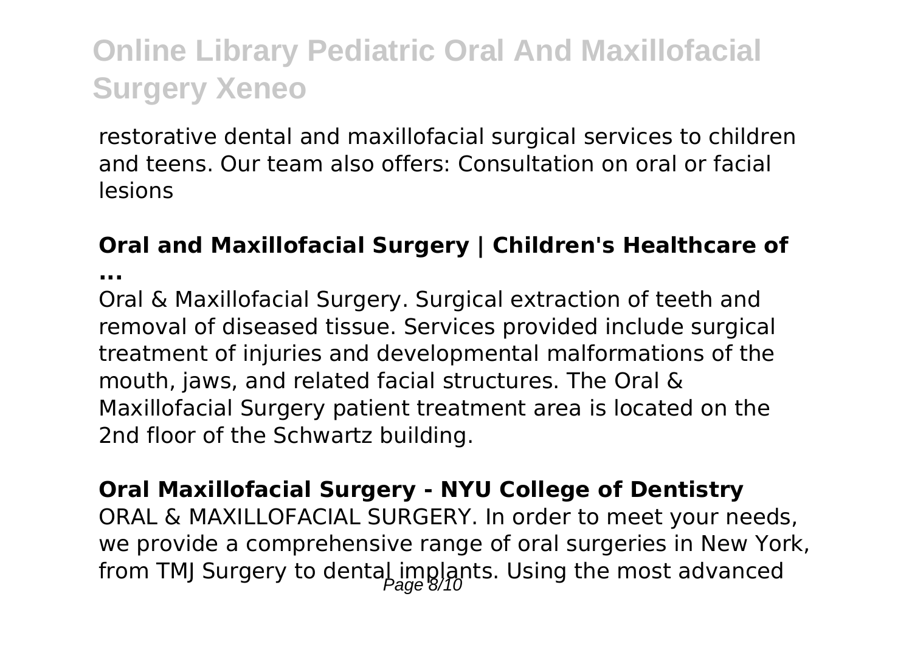restorative dental and maxillofacial surgical services to children and teens. Our team also offers: Consultation on oral or facial lesions

**Oral and Maxillofacial Surgery | Children's Healthcare of ...**

Oral & Maxillofacial Surgery. Surgical extraction of teeth and removal of diseased tissue. Services provided include surgical treatment of injuries and developmental malformations of the mouth, jaws, and related facial structures. The Oral & Maxillofacial Surgery patient treatment area is located on the 2nd floor of the Schwartz building.

**Oral Maxillofacial Surgery - NYU College of Dentistry**

ORAL & MAXILLOFACIAL SURGERY. In order to meet your needs, we provide a comprehensive range of oral surgeries in New York, from TMJ Surgery to dental implants. Using the most advanced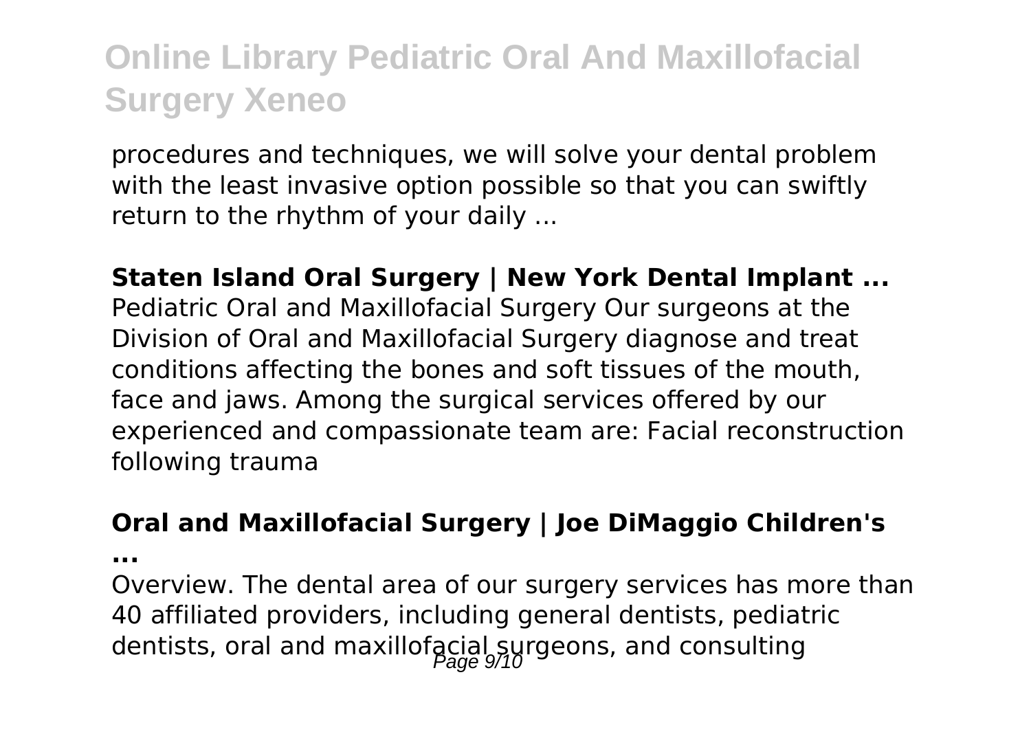procedures and techniques, we will solve your dental problem with the least invasive option possible so that you can swiftly return to the rhythm of your daily ...

**Staten Island Oral Surgery | New York Dental Implant ...**

Pediatric Oral and Maxillofacial Surgery Our surgeons at the Division of Oral and Maxillofacial Surgery diagnose and treat conditions affecting the bones and soft tissues of the mouth, face and jaws. Among the surgical services offered by our experienced and compassionate team are: Facial reconstruction following trauma

**Oral and Maxillofacial Surgery | Joe DiMaggio Children's ...**

Overview. The dental area of our surgery services has more than 40 affiliated providers, including general dentists, pediatric dentists, oral and maxillofacial surgeons, and consulting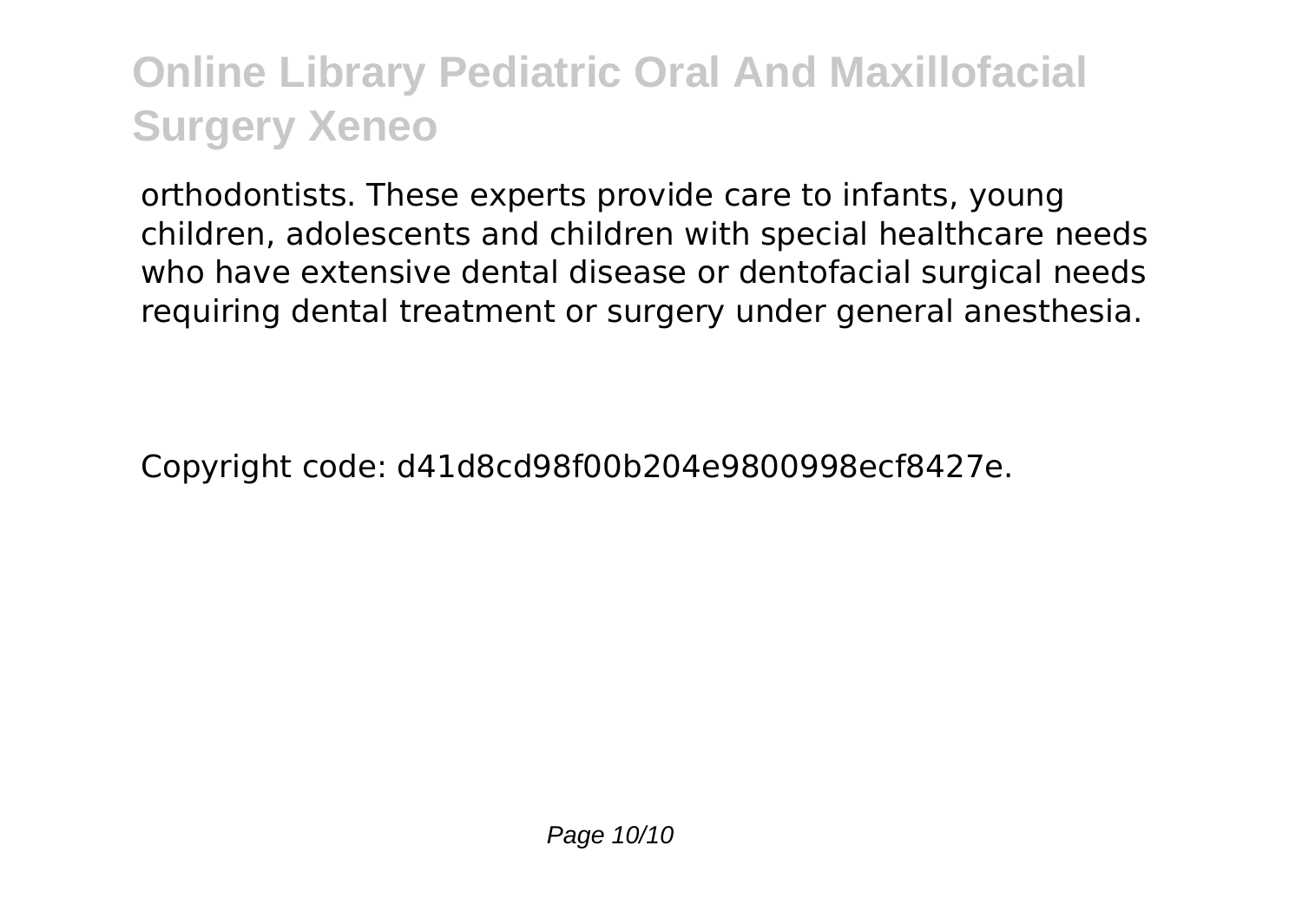orthodontists. These experts provide care to infants, young children, adolescents and children with special healthcare needs who have extensive dental disease or dentofacial surgical needs requiring dental treatment or surgery under general anesthesia.

Copyright code: d41d8cd98f00b204e9800998ecf8427e.